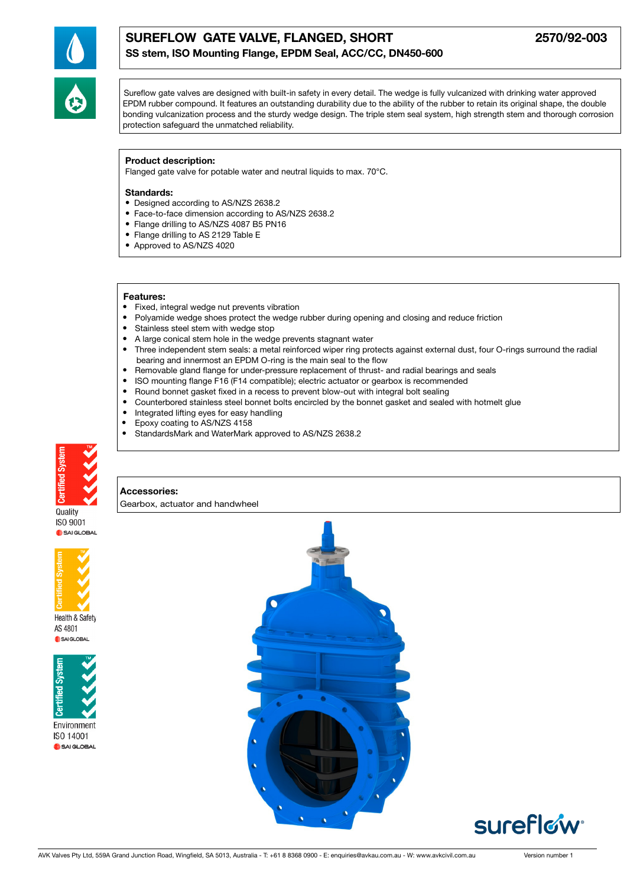# SUREFLOW GATE VALVE, FLANGED, SHORT

**2570/92-003**

## SS stem, ISO Mounting Flange, EPDM Seal, ACC/CC, DN450-600

Sureflow gate valves are designed with built-in safety in every detail. The wedge is fully vulcanized with drinking water approved EPDM rubber compound. It features an outstanding durability due to the ability of the rubber to retain its original shape, the double bonding vulcanization process and the sturdy wedge design. The triple stem seal system, high strength stem and thorough corrosion protection safeguard the unmatched reliability.

**Product description:**
Flanged gate valve for potable water and neutral liquids to max. 70°C.

**Standards:**
- Designed according to AS/NZS 2638.2
- Face-to-face dimension according to AS/NZS 2638.2
- Flange drilling to AS/NZS 4087 B5 PN16
- Flange drilling to AS 2129 Table E
- Approved to AS/NZS 4020

**Features:**
- Fixed, integral wedge nut prevents vibration
- Polyamide wedge shoes protect the wedge rubber during opening and closing and reduce friction
- Stainless steel stem with wedge stop
- A large conical stem hole in the wedge prevents stagnant water
- Three independent stem seals: a metal reinforced wiper ring protects against external dust, four O-rings surround the radial bearing and innermost an EPDM O-ring is the main seal to the flow
- Removable gland flange for under-pressure replacement of thrust- and radial bearings and seals
- ISO mounting flange F16 (F14 compatible); electric actuator or gearbox is recommended
- Round bonnet gasket fixed in a recess to prevent blow-out with integral bolt sealing
- Counterbored stainless steel bonnet bolts encircled by the bonnet gasket and sealed with hotmelt glue
- Integrated lifting eyes for easy handling
- Epoxy coating to AS/NZS 4158
- StandardsMark and WaterMark approved to AS/NZS 2638.2

**Accessories:**
Gearbox, actuator and handwheel

Certified System – Quality ISO 9001 – SAI GLOBAL

Certified System – Health & Safety AS 4801 – SAI GLOBAL

Certified System – Environment ISO 14001 – SAI GLOBAL

AVK Valves Pty Ltd, 559A Grand Junction Road, Wingfield, SA 5013, Australia - T: +61 8 8368 0900 - E: enquiries@avkau.com.au - W: www.avkcivil.com.au

Version number 1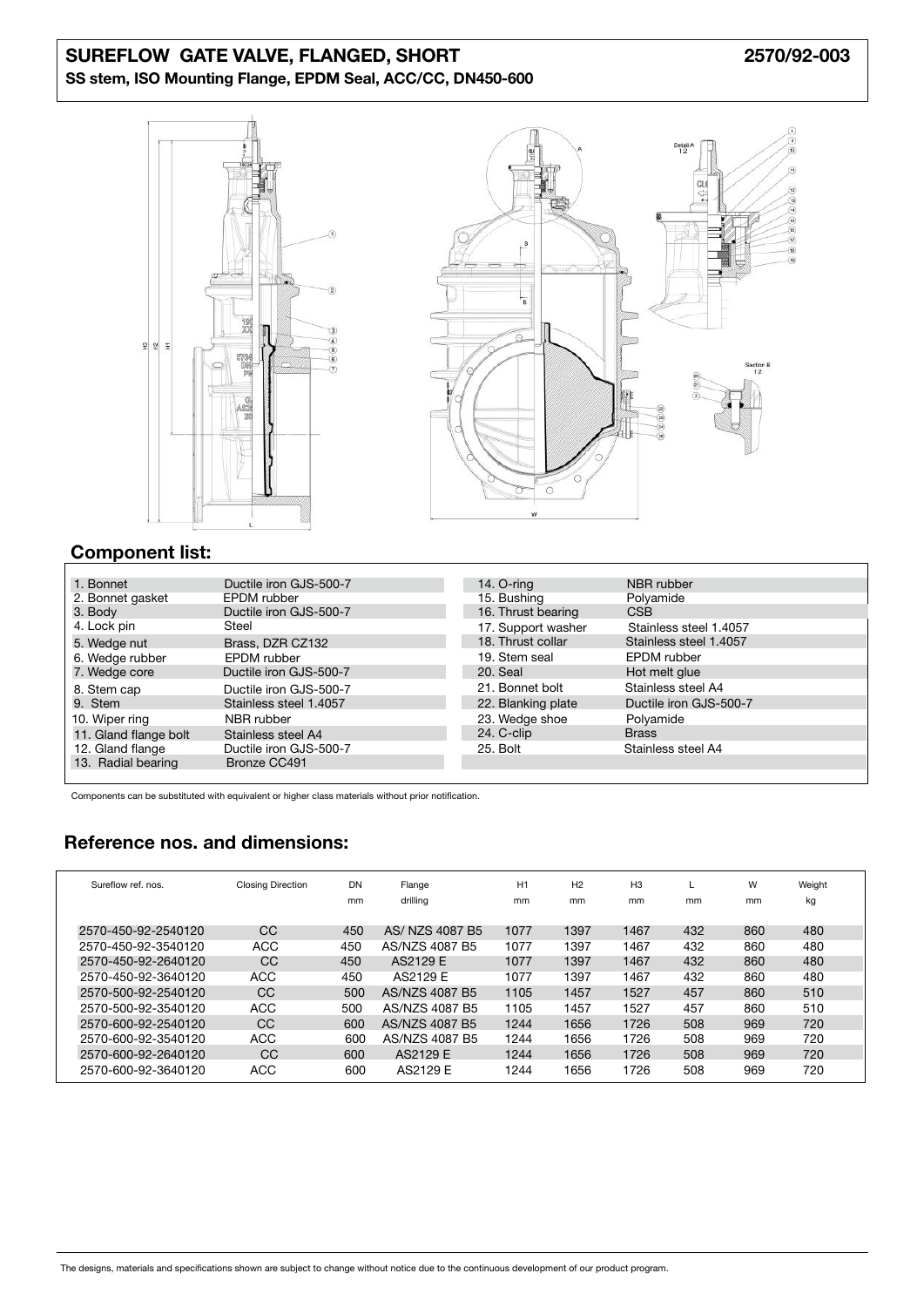# SUREFLOW GATE VALVE, FLANGED, SHORT 2570/92-003

**SS stem, ISO Mounting Flange, EPDM Seal, ACC/CC, DN450-600**

## Component list:

| | | | |
|---|---|---|---|
| 1. Bonnet | Ductile iron GJS-500-7 | 14. O-ring | NBR rubber |
| 2. Bonnet gasket | EPDM rubber | 15. Bushing | Polyamide |
| 3. Body | Ductile iron GJS-500-7 | 16. Thrust bearing | CSB |
| 4. Lock pin | Steel | 17. Support washer | Stainless steel 1.4057 |
| 5. Wedge nut | Brass, DZR CZ132 | 18. Thrust collar | Stainless steel 1.4057 |
| 6. Wedge rubber | EPDM rubber | 19. Stem seal | EPDM rubber |
| 7. Wedge core | Ductile iron GJS-500-7 | 20. Seal | Hot melt glue |
| 8. Stem cap | Ductile iron GJS-500-7 | 21. Bonnet bolt | Stainless steel A4 |
| 9. Stem | Stainless steel 1.4057 | 22. Blanking plate | Ductile iron GJS-500-7 |
| 10. Wiper ring | NBR rubber | 23. Wedge shoe | Polyamide |
| 11. Gland flange bolt | Stainless steel A4 | 24. C-clip | Brass |
| 12. Gland flange | Ductile iron GJS-500-7 | 25. Bolt | Stainless steel A4 |
| 13. Radial bearing | Bronze CC491 | | |

Components can be substituted with equivalent or higher class materials without prior notification.

## Reference nos. and dimensions:

| Sureflow ref. nos. | Closing Direction | DN mm | Flange drilling | H1 mm | H2 mm | H3 mm | L mm | W mm | Weight kg |
|---|---|---|---|---|---|---|---|---|---|
| 2570-450-92-2540120 | CC | 450 | AS/ NZS 4087 B5 | 1077 | 1397 | 1467 | 432 | 860 | 480 |
| 2570-450-92-3540120 | ACC | 450 | AS/NZS 4087 B5 | 1077 | 1397 | 1467 | 432 | 860 | 480 |
| 2570-450-92-2640120 | CC | 450 | AS2129 E | 1077 | 1397 | 1467 | 432 | 860 | 480 |
| 2570-450-92-3640120 | ACC | 450 | AS2129 E | 1077 | 1397 | 1467 | 432 | 860 | 480 |
| 2570-500-92-2540120 | CC | 500 | AS/NZS 4087 B5 | 1105 | 1457 | 1527 | 457 | 860 | 510 |
| 2570-500-92-3540120 | ACC | 500 | AS/NZS 4087 B5 | 1105 | 1457 | 1527 | 457 | 860 | 510 |
| 2570-600-92-2540120 | CC | 600 | AS/NZS 4087 B5 | 1244 | 1656 | 1726 | 508 | 969 | 720 |
| 2570-600-92-3540120 | ACC | 600 | AS/NZS 4087 B5 | 1244 | 1656 | 1726 | 508 | 969 | 720 |
| 2570-600-92-2640120 | CC | 600 | AS2129 E | 1244 | 1656 | 1726 | 508 | 969 | 720 |
| 2570-600-92-3640120 | ACC | 600 | AS2129 E | 1244 | 1656 | 1726 | 508 | 969 | 720 |

The designs, materials and specifications shown are subject to change without notice due to the continuous development of our product program.